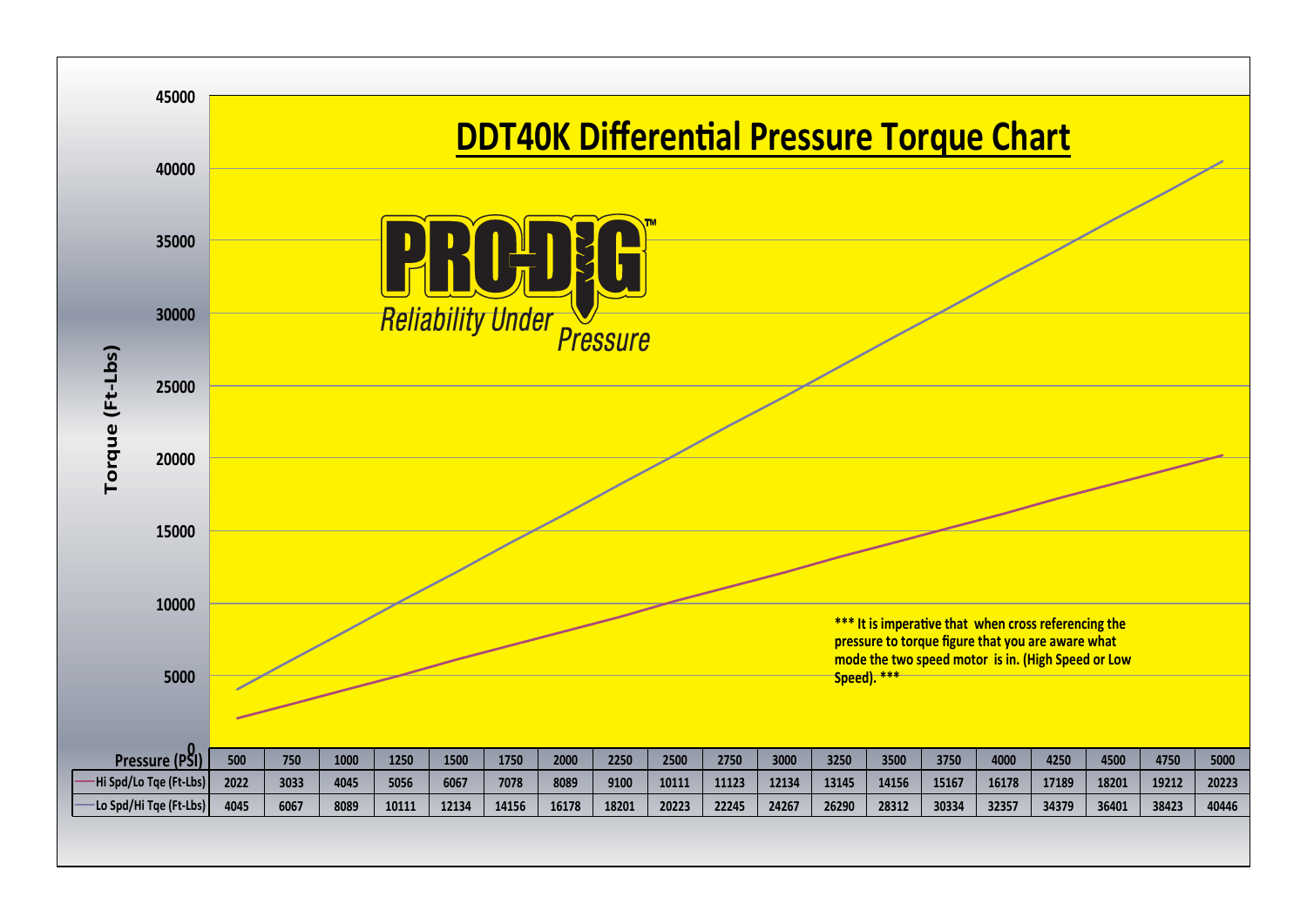# DDT40K Differential Pressure Torque Chart

PRO-DIG™

*Reliability Under Pressure*

**\*\*\* It is imperative that when cross referencing the pressure to torque figure that you are aware what mode the two speed motor is in. (High Speed or Low Speed). \*\*\***

| Pressure (PSI) | 500 | 750 | 1000 | 1250 | 1500 | 1750 | 2000 | 2250 | 2500 | 2750 | 3000 | 3250 | 3500 | 3750 | 4000 | 4250 | 4500 | 4750 | 5000 |
|---|---|---|---|---|---|---|---|---|---|---|---|---|---|---|---|---|---|---|---|
| Hi Spd/Lo Tqe (Ft-Lbs) | 2022 | 3033 | 4045 | 5056 | 6067 | 7078 | 8089 | 9100 | 10111 | 11123 | 12134 | 13145 | 14156 | 15167 | 16178 | 17189 | 18201 | 19212 | 20223 |
| Lo Spd/Hi Tqe (Ft-Lbs) | 4045 | 6067 | 8089 | 10111 | 12134 | 14156 | 16178 | 18201 | 20223 | 22245 | 24267 | 26290 | 28312 | 30334 | 32357 | 34379 | 36401 | 38423 | 40446 |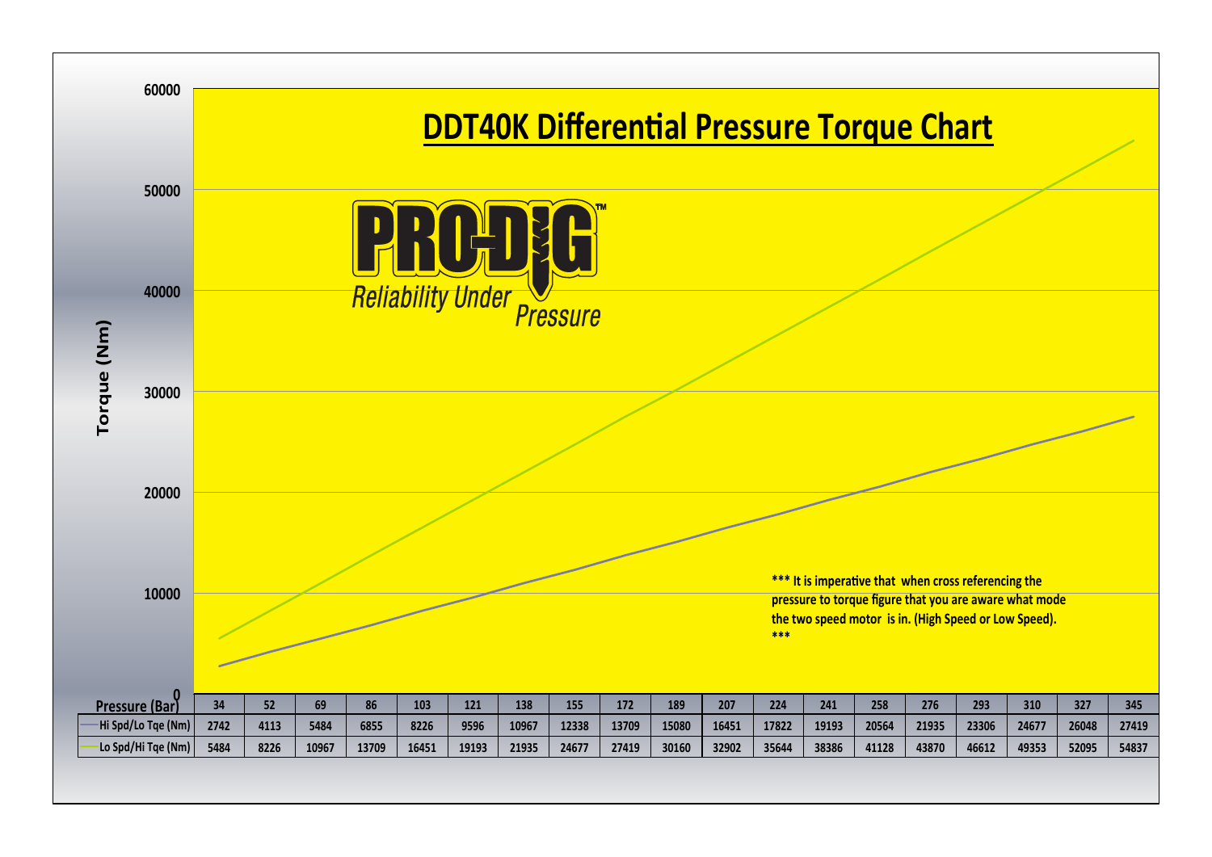# DDT40K Differential Pressure Torque Chart

PRO-DIG™

Reliability Under Pressure

Torque (Nm)

60000
50000
40000
30000
20000
10000
0

*** It is imperative that when cross referencing the pressure to torque figure that you are aware what mode the two speed motor is in. (High Speed or Low Speed). ***

| Pressure (Bar) | 34 | 52 | 69 | 86 | 103 | 121 | 138 | 155 | 172 | 189 | 207 | 224 | 241 | 258 | 276 | 293 | 310 | 327 | 345 |
|---|---|---|---|---|---|---|---|---|---|---|---|---|---|---|---|---|---|---|---|
| Hi Spd/Lo Tqe (Nm) | 2742 | 4113 | 5484 | 6855 | 8226 | 9596 | 10967 | 12338 | 13709 | 15080 | 16451 | 17822 | 19193 | 20564 | 21935 | 23306 | 24677 | 26048 | 27419 |
| Lo Spd/Hi Tqe (Nm) | 5484 | 8226 | 10967 | 13709 | 16451 | 19193 | 21935 | 24677 | 27419 | 30160 | 32902 | 35644 | 38386 | 41128 | 43870 | 46612 | 49353 | 52095 | 54837 |